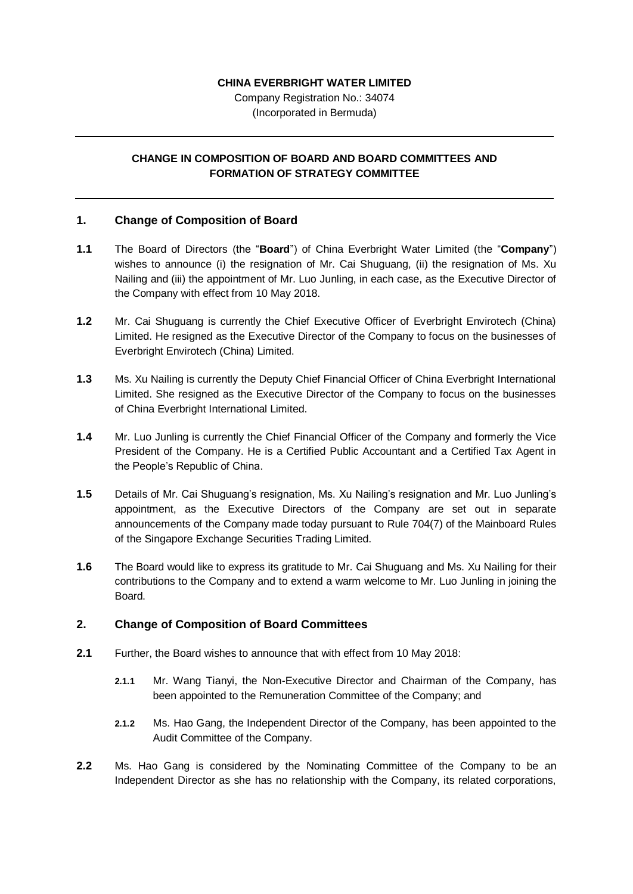**CHINA EVERBRIGHT WATER LIMITED**

Company Registration No.: 34074
(Incorporated in Bermuda)

---

**CHANGE IN COMPOSITION OF BOARD AND BOARD COMMITTEES AND FORMATION OF STRATEGY COMMITTEE**

---

## 1. Change of Composition of Board

**1.1** The Board of Directors (the "**Board**") of China Everbright Water Limited (the "**Company**") wishes to announce (i) the resignation of Mr. Cai Shuguang, (ii) the resignation of Ms. Xu Nailing and (iii) the appointment of Mr. Luo Junling, in each case, as the Executive Director of the Company with effect from 10 May 2018.

**1.2** Mr. Cai Shuguang is currently the Chief Executive Officer of Everbright Envirotech (China) Limited. He resigned as the Executive Director of the Company to focus on the businesses of Everbright Envirotech (China) Limited.

**1.3** Ms. Xu Nailing is currently the Deputy Chief Financial Officer of China Everbright International Limited. She resigned as the Executive Director of the Company to focus on the businesses of China Everbright International Limited.

**1.4** Mr. Luo Junling is currently the Chief Financial Officer of the Company and formerly the Vice President of the Company. He is a Certified Public Accountant and a Certified Tax Agent in the People's Republic of China.

**1.5** Details of Mr. Cai Shuguang's resignation, Ms. Xu Nailing's resignation and Mr. Luo Junling's appointment, as the Executive Directors of the Company are set out in separate announcements of the Company made today pursuant to Rule 704(7) of the Mainboard Rules of the Singapore Exchange Securities Trading Limited.

**1.6** The Board would like to express its gratitude to Mr. Cai Shuguang and Ms. Xu Nailing for their contributions to the Company and to extend a warm welcome to Mr. Luo Junling in joining the Board.

## 2. Change of Composition of Board Committees

**2.1** Further, the Board wishes to announce that with effect from 10 May 2018:

**2.1.1** Mr. Wang Tianyi, the Non-Executive Director and Chairman of the Company, has been appointed to the Remuneration Committee of the Company; and

**2.1.2** Ms. Hao Gang, the Independent Director of the Company, has been appointed to the Audit Committee of the Company.

**2.2** Ms. Hao Gang is considered by the Nominating Committee of the Company to be an Independent Director as she has no relationship with the Company, its related corporations,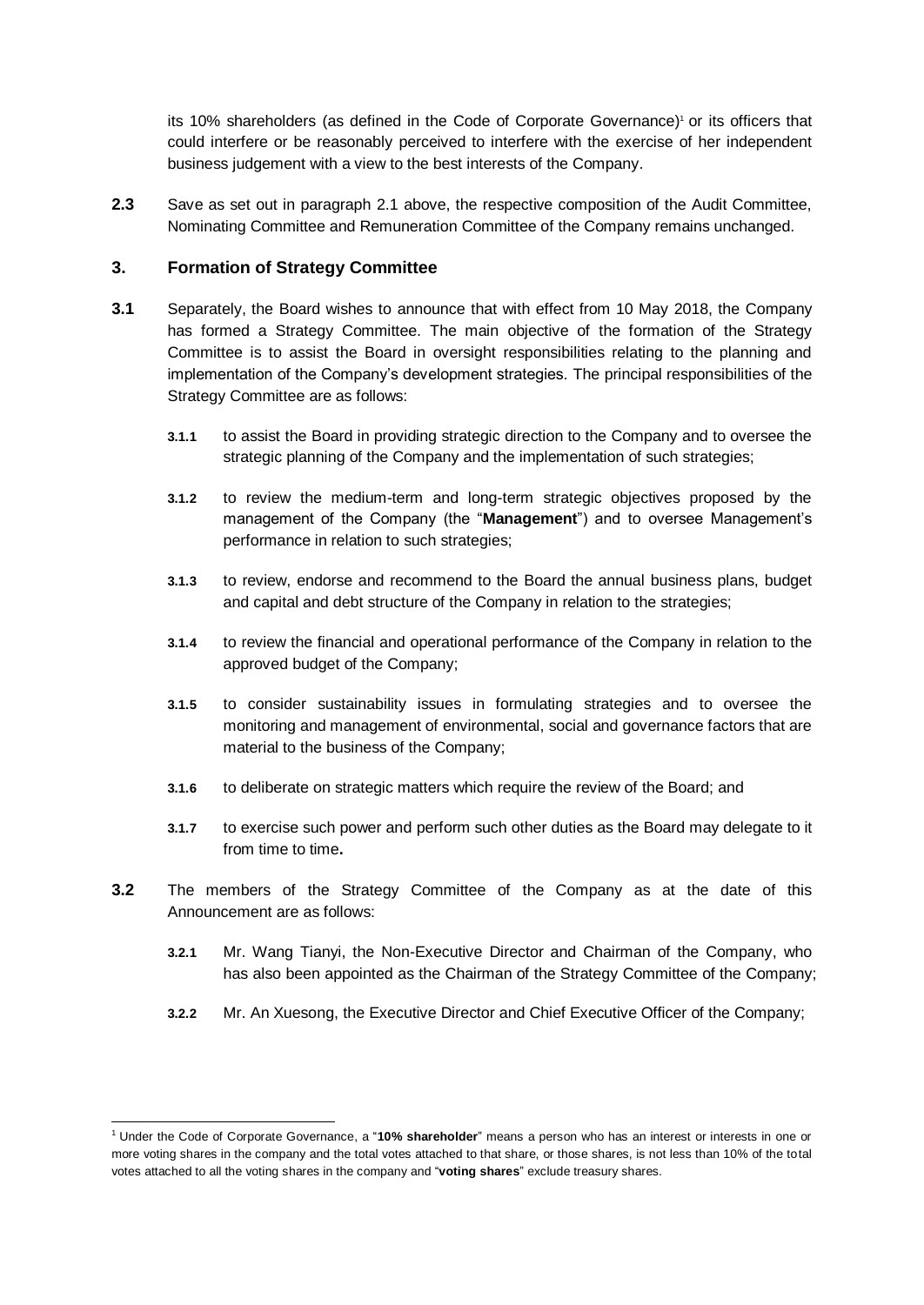its 10% shareholders (as defined in the Code of Corporate Governance)[1] or its officers that could interfere or be reasonably perceived to interfere with the exercise of her independent business judgement with a view to the best interests of the Company.

**2.3** Save as set out in paragraph 2.1 above, the respective composition of the Audit Committee, Nominating Committee and Remuneration Committee of the Company remains unchanged.

### 3. Formation of Strategy Committee

**3.1** Separately, the Board wishes to announce that with effect from 10 May 2018, the Company has formed a Strategy Committee. The main objective of the formation of the Strategy Committee is to assist the Board in oversight responsibilities relating to the planning and implementation of the Company's development strategies. The principal responsibilities of the Strategy Committee are as follows:

**3.1.1** to assist the Board in providing strategic direction to the Company and to oversee the strategic planning of the Company and the implementation of such strategies;

**3.1.2** to review the medium-term and long-term strategic objectives proposed by the management of the Company (the "**Management**") and to oversee Management's performance in relation to such strategies;

**3.1.3** to review, endorse and recommend to the Board the annual business plans, budget and capital and debt structure of the Company in relation to the strategies;

**3.1.4** to review the financial and operational performance of the Company in relation to the approved budget of the Company;

**3.1.5** to consider sustainability issues in formulating strategies and to oversee the monitoring and management of environmental, social and governance factors that are material to the business of the Company;

**3.1.6** to deliberate on strategic matters which require the review of the Board; and

**3.1.7** to exercise such power and perform such other duties as the Board may delegate to it from time to time**.**

**3.2** The members of the Strategy Committee of the Company as at the date of this Announcement are as follows:

**3.2.1** Mr. Wang Tianyi, the Non-Executive Director and Chairman of the Company, who has also been appointed as the Chairman of the Strategy Committee of the Company;

**3.2.2** Mr. An Xuesong, the Executive Director and Chief Executive Officer of the Company;

---

[1] Under the Code of Corporate Governance, a "**10% shareholder**" means a person who has an interest or interests in one or more voting shares in the company and the total votes attached to that share, or those shares, is not less than 10% of the total votes attached to all the voting shares in the company and "**voting shares**" exclude treasury shares.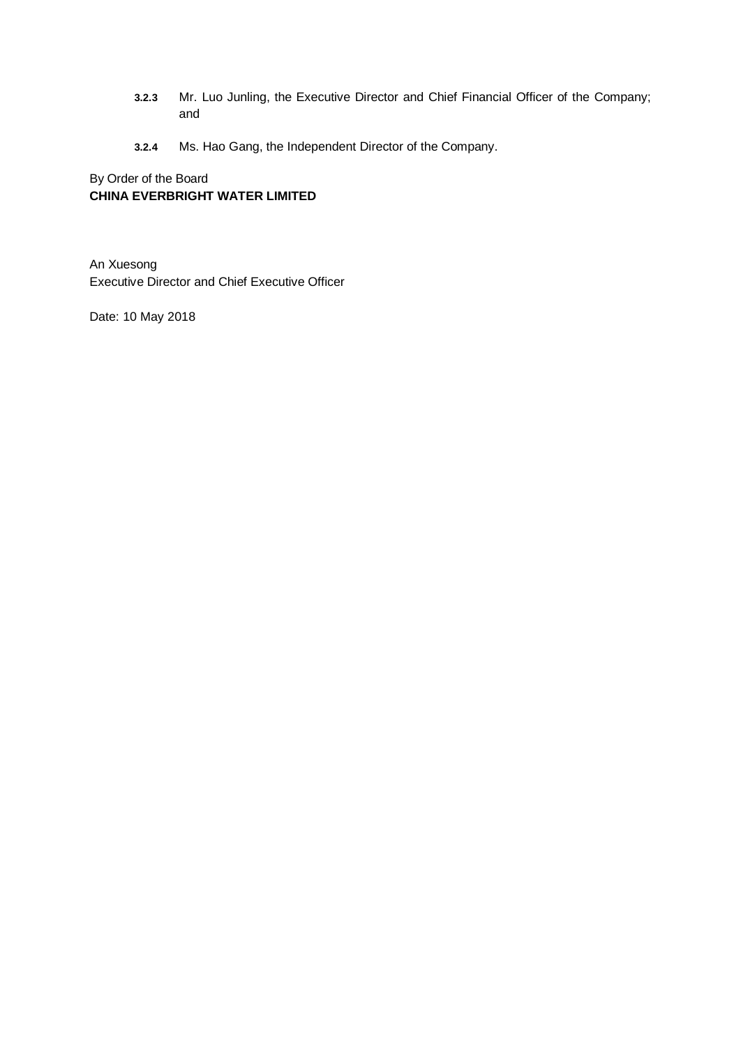**3.2.3** Mr. Luo Junling, the Executive Director and Chief Financial Officer of the Company; and

**3.2.4** Ms. Hao Gang, the Independent Director of the Company.

By Order of the Board
**CHINA EVERBRIGHT WATER LIMITED**

An Xuesong
Executive Director and Chief Executive Officer

Date: 10 May 2018